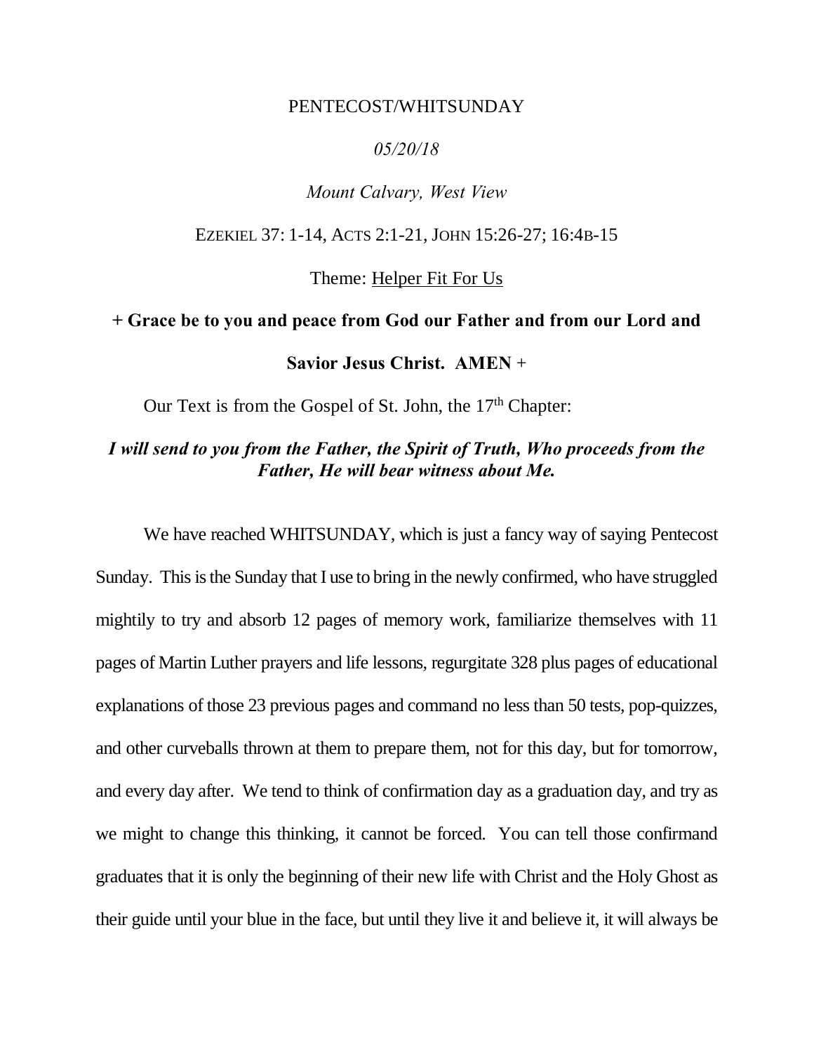PENTECOST/WHITSUNDAY

*05/20/18*

*Mount Calvary, West View*

EZEKIEL 37: 1-14, ACTS 2:1-21, JOHN 15:26-27; 16:4B-15

Theme: Helper Fit For Us

**+ Grace be to you and peace from God our Father and from our Lord and Savior Jesus Christ. AMEN +**

Our Text is from the Gospel of St. John, the 17th Chapter:

***I will send to you from the Father, the Spirit of Truth, Who proceeds from the Father, He will bear witness about Me.***

We have reached WHITSUNDAY, which is just a fancy way of saying Pentecost Sunday. This is the Sunday that I use to bring in the newly confirmed, who have struggled mightily to try and absorb 12 pages of memory work, familiarize themselves with 11 pages of Martin Luther prayers and life lessons, regurgitate 328 plus pages of educational explanations of those 23 previous pages and command no less than 50 tests, pop-quizzes, and other curveballs thrown at them to prepare them, not for this day, but for tomorrow, and every day after. We tend to think of confirmation day as a graduation day, and try as we might to change this thinking, it cannot be forced. You can tell those confirmand graduates that it is only the beginning of their new life with Christ and the Holy Ghost as their guide until your blue in the face, but until they live it and believe it, it will always be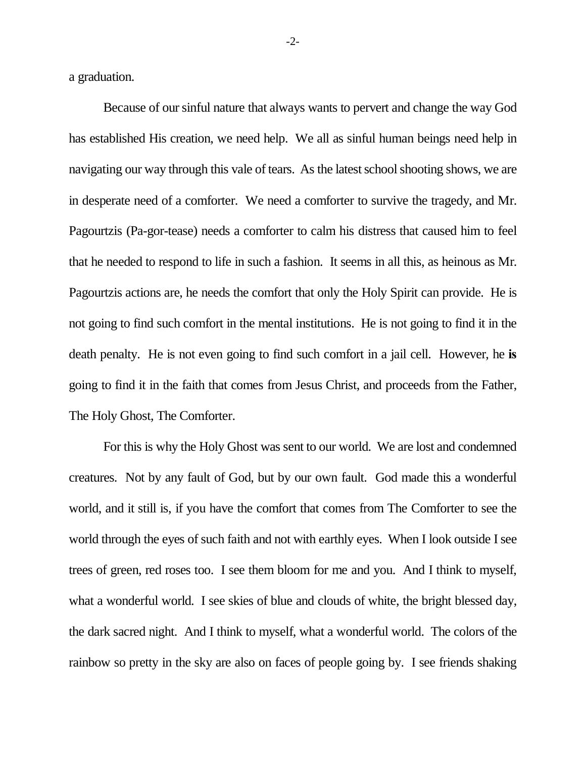a graduation.

Because of our sinful nature that always wants to pervert and change the way God has established His creation, we need help. We all as sinful human beings need help in navigating our way through this vale of tears. As the latest school shooting shows, we are in desperate need of a comforter. We need a comforter to survive the tragedy, and Mr. Pagourtzis (Pa-gor-tease) needs a comforter to calm his distress that caused him to feel that he needed to respond to life in such a fashion. It seems in all this, as heinous as Mr. Pagourtzis actions are, he needs the comfort that only the Holy Spirit can provide. He is not going to find such comfort in the mental institutions. He is not going to find it in the death penalty. He is not even going to find such comfort in a jail cell. However, he **is** going to find it in the faith that comes from Jesus Christ, and proceeds from the Father, The Holy Ghost, The Comforter.

For this is why the Holy Ghost was sent to our world. We are lost and condemned creatures. Not by any fault of God, but by our own fault. God made this a wonderful world, and it still is, if you have the comfort that comes from The Comforter to see the world through the eyes of such faith and not with earthly eyes. When I look outside I see trees of green, red roses too. I see them bloom for me and you. And I think to myself, what a wonderful world. I see skies of blue and clouds of white, the bright blessed day, the dark sacred night. And I think to myself, what a wonderful world. The colors of the rainbow so pretty in the sky are also on faces of people going by. I see friends shaking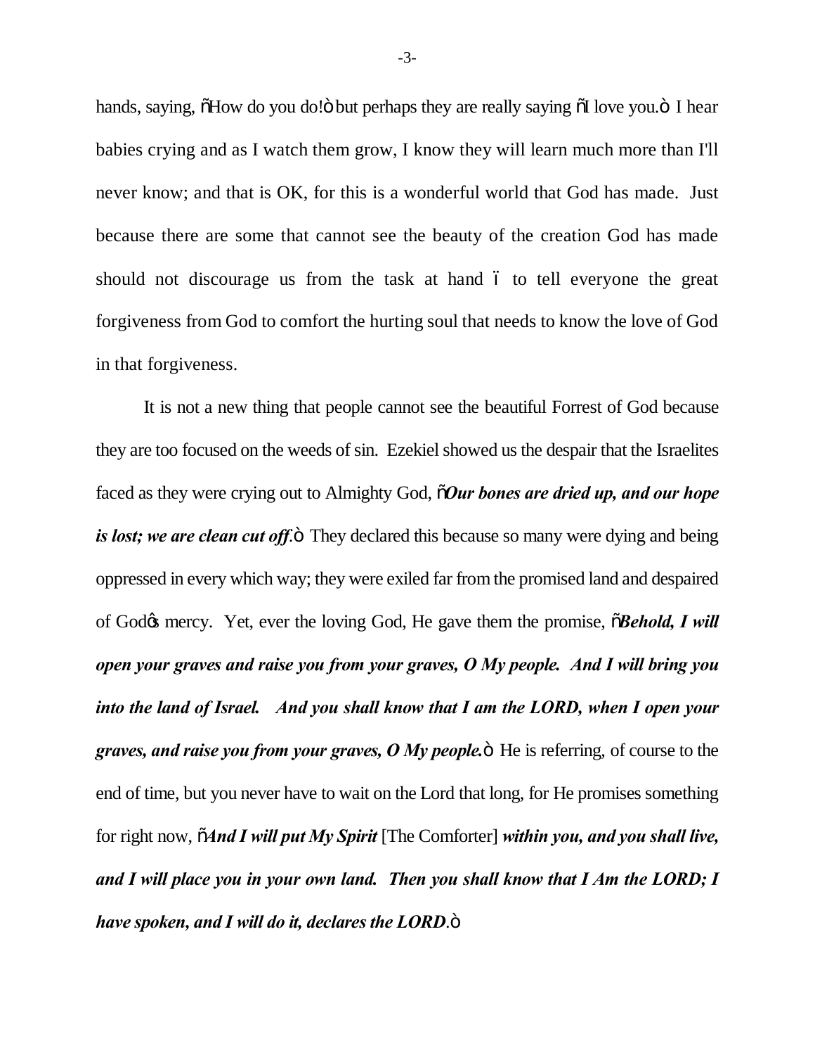hands, saying, "How do you do!" but perhaps they are really saying "I love you." I hear babies crying and as I watch them grow, I know they will learn much more than I'll never know; and that is OK, for this is a wonderful world that God has made. Just because there are some that cannot see the beauty of the creation God has made should not discourage us from the task at hand – to tell everyone the great forgiveness from God to comfort the hurting soul that needs to know the love of God in that forgiveness.

It is not a new thing that people cannot see the beautiful Forrest of God because they are too focused on the weeds of sin. Ezekiel showed us the despair that the Israelites faced as they were crying out to Almighty God, "***Our bones are dried up, and our hope is lost; we are clean cut off***." They declared this because so many were dying and being oppressed in every which way; they were exiled far from the promised land and despaired of God's mercy. Yet, ever the loving God, He gave them the promise, "***Behold, I will open your graves and raise you from your graves, O My people. And I will bring you into the land of Israel. And you shall know that I am the LORD, when I open your graves, and raise you from your graves, O My people.***" He is referring, of course to the end of time, but you never have to wait on the Lord that long, for He promises something for right now, "***And I will put My Spirit*** [The Comforter] ***within you, and you shall live, and I will place you in your own land. Then you shall know that I Am the LORD; I have spoken, and I will do it, declares the LORD***."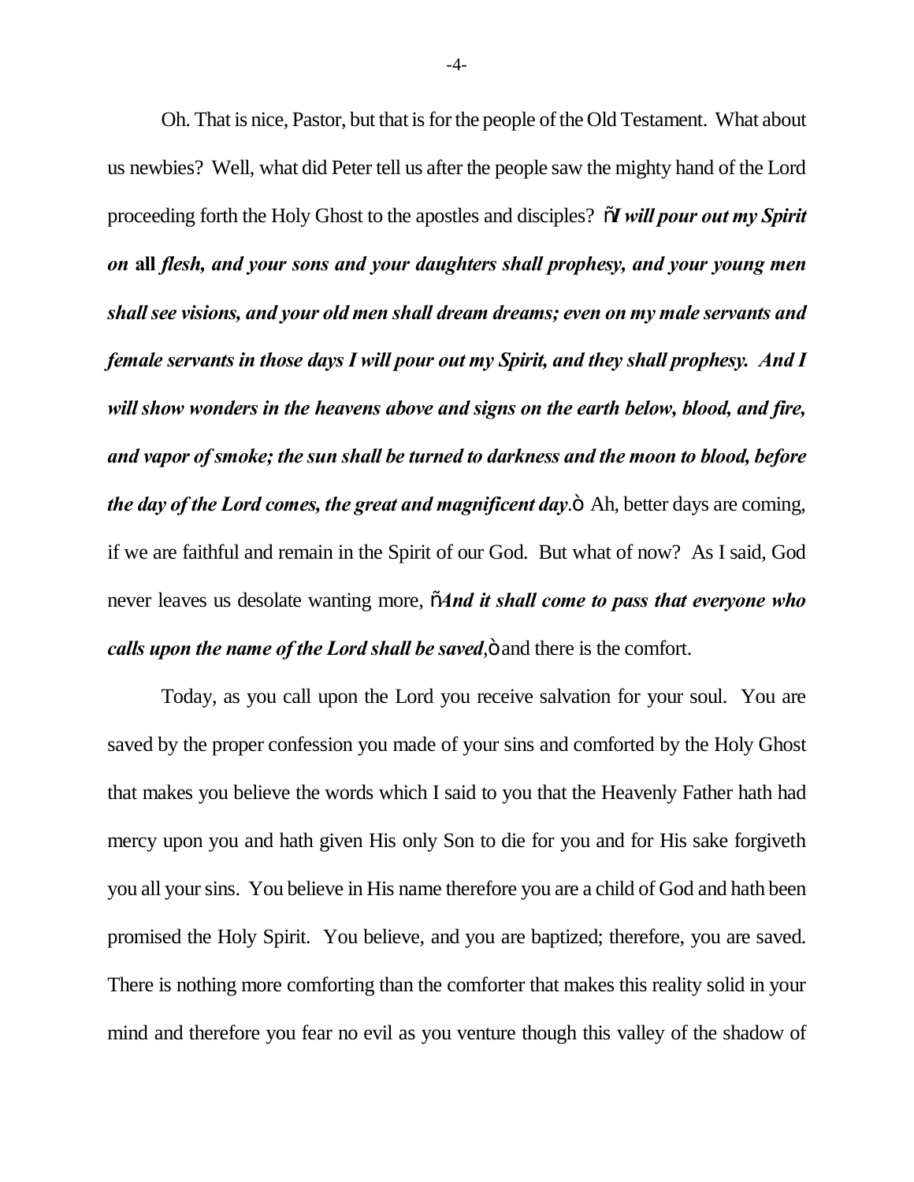Oh. That is nice, Pastor, but that is for the people of the Old Testament. What about us newbies? Well, what did Peter tell us after the people saw the mighty hand of the Lord proceeding forth the Holy Ghost to the apostles and disciples? "***I will pour out my Spirit on* all *flesh, and your sons and your daughters shall prophesy, and your young men shall see visions, and your old men shall dream dreams; even on my male servants and female servants in those days I will pour out my Spirit, and they shall prophesy. And I will show wonders in the heavens above and signs on the earth below, blood, and fire, and vapor of smoke; the sun shall be turned to darkness and the moon to blood, before the day of the Lord comes, the great and magnificent day***." Ah, better days are coming, if we are faithful and remain in the Spirit of our God. But what of now? As I said, God never leaves us desolate wanting more, "***And it shall come to pass that everyone who calls upon the name of the Lord shall be saved***," and there is the comfort.

Today, as you call upon the Lord you receive salvation for your soul. You are saved by the proper confession you made of your sins and comforted by the Holy Ghost that makes you believe the words which I said to you that the Heavenly Father hath had mercy upon you and hath given His only Son to die for you and for His sake forgiveth you all your sins. You believe in His name therefore you are a child of God and hath been promised the Holy Spirit. You believe, and you are baptized; therefore, you are saved. There is nothing more comforting than the comforter that makes this reality solid in your mind and therefore you fear no evil as you venture though this valley of the shadow of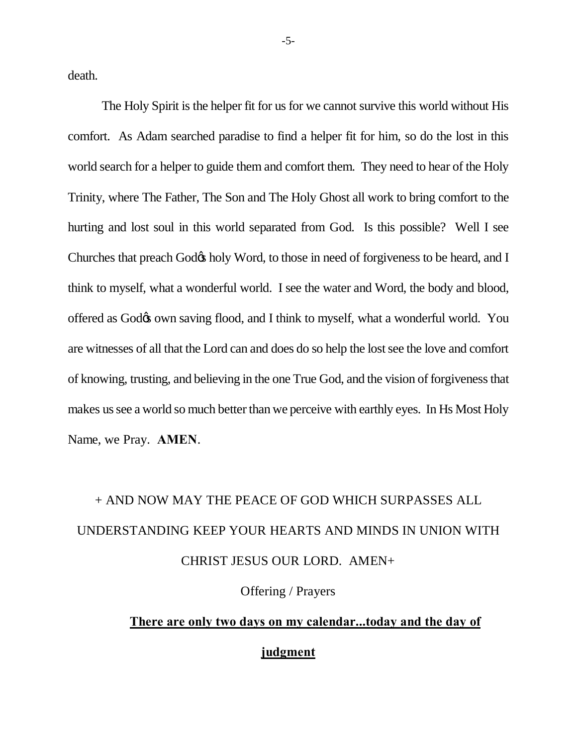death.

The Holy Spirit is the helper fit for us for we cannot survive this world without His comfort. As Adam searched paradise to find a helper fit for him, so do the lost in this world search for a helper to guide them and comfort them. They need to hear of the Holy Trinity, where The Father, The Son and The Holy Ghost all work to bring comfort to the hurting and lost soul in this world separated from God. Is this possible? Well I see Churches that preach God's holy Word, to those in need of forgiveness to be heard, and I think to myself, what a wonderful world. I see the water and Word, the body and blood, offered as God's own saving flood, and I think to myself, what a wonderful world. You are witnesses of all that the Lord can and does do so help the lost see the love and comfort of knowing, trusting, and believing in the one True God, and the vision of forgiveness that makes us see a world so much better than we perceive with earthly eyes. In Hs Most Holy Name, we Pray. **AMEN**.

+ AND NOW MAY THE PEACE OF GOD WHICH SURPASSES ALL UNDERSTANDING KEEP YOUR HEARTS AND MINDS IN UNION WITH CHRIST JESUS OUR LORD. AMEN+

Offering / Prayers

**There are only two days on my calendar...today and the day of judgment**